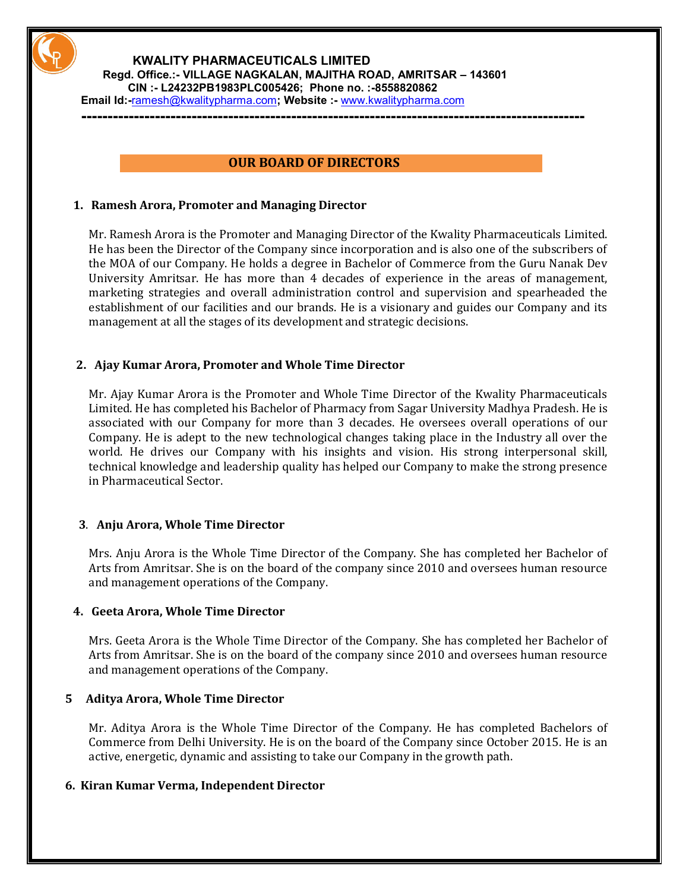**KWALITY PHARMACEUTICALS LIMITED**
**Regd. Office.:- VILLAGE NAGKALAN, MAJITHA ROAD, AMRITSAR – 143601**
**CIN :- L24232PB1983PLC005426; Phone no. :-8558820862**
**Email Id:-**ramesh@kwalitypharma.com**; Website :-** www.kwalitypharma.com

---

## OUR BOARD OF DIRECTORS

### 1. Ramesh Arora, Promoter and Managing Director

Mr. Ramesh Arora is the Promoter and Managing Director of the Kwality Pharmaceuticals Limited. He has been the Director of the Company since incorporation and is also one of the subscribers of the MOA of our Company. He holds a degree in Bachelor of Commerce from the Guru Nanak Dev University Amritsar. He has more than 4 decades of experience in the areas of management, marketing strategies and overall administration control and supervision and spearheaded the establishment of our facilities and our brands. He is a visionary and guides our Company and its management at all the stages of its development and strategic decisions.

### 2. Ajay Kumar Arora, Promoter and Whole Time Director

Mr. Ajay Kumar Arora is the Promoter and Whole Time Director of the Kwality Pharmaceuticals Limited. He has completed his Bachelor of Pharmacy from Sagar University Madhya Pradesh. He is associated with our Company for more than 3 decades. He oversees overall operations of our Company. He is adept to the new technological changes taking place in the Industry all over the world. He drives our Company with his insights and vision. His strong interpersonal skill, technical knowledge and leadership quality has helped our Company to make the strong presence in Pharmaceutical Sector.

### 3. Anju Arora, Whole Time Director

Mrs. Anju Arora is the Whole Time Director of the Company. She has completed her Bachelor of Arts from Amritsar. She is on the board of the company since 2010 and oversees human resource and management operations of the Company.

### 4. Geeta Arora, Whole Time Director

Mrs. Geeta Arora is the Whole Time Director of the Company. She has completed her Bachelor of Arts from Amritsar. She is on the board of the company since 2010 and oversees human resource and management operations of the Company.

### 5 Aditya Arora, Whole Time Director

Mr. Aditya Arora is the Whole Time Director of the Company. He has completed Bachelors of Commerce from Delhi University. He is on the board of the Company since October 2015. He is an active, energetic, dynamic and assisting to take our Company in the growth path.

### 6. Kiran Kumar Verma, Independent Director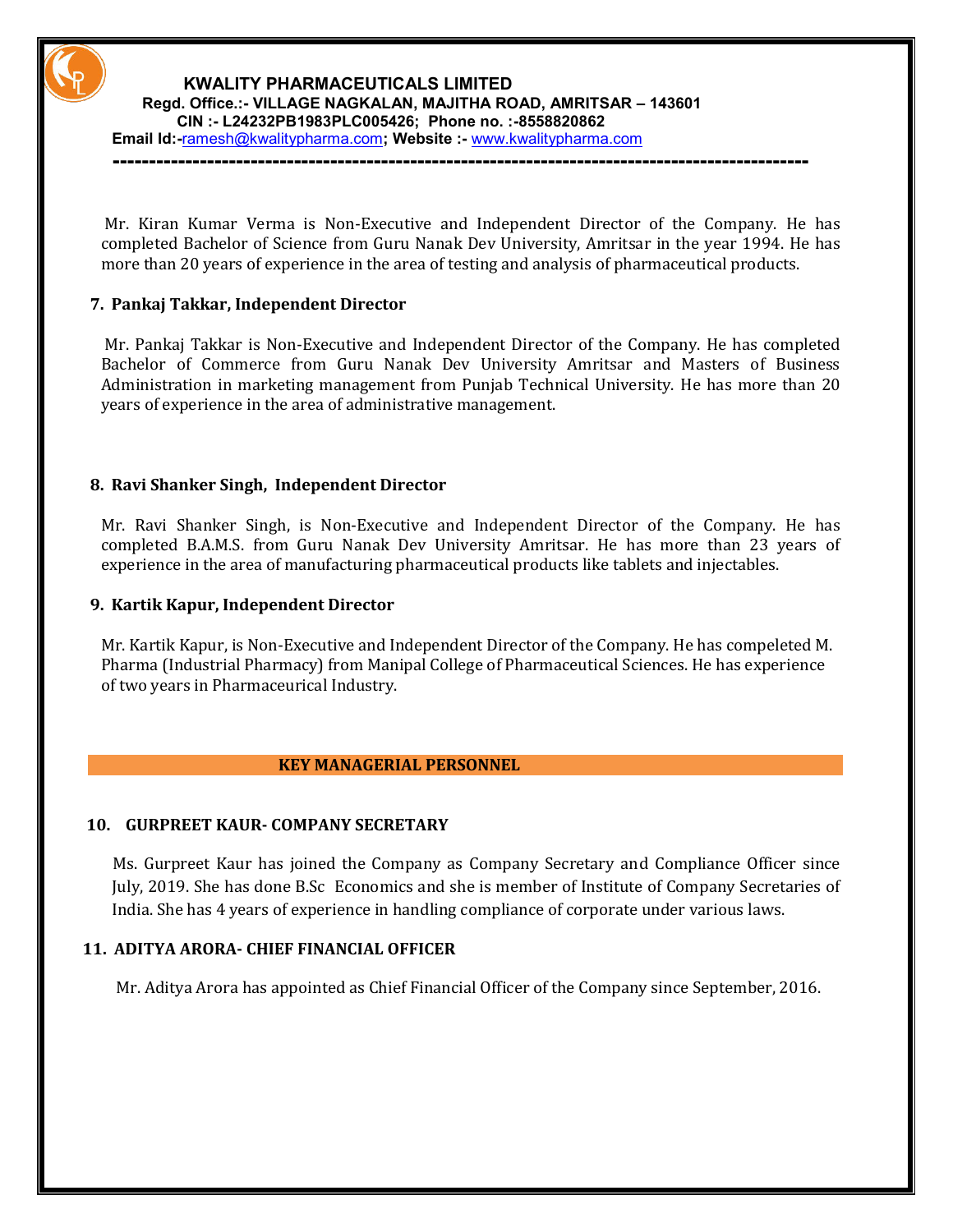Mr. Kiran Kumar Verma is Non-Executive and Independent Director of the Company. He has completed Bachelor of Science from Guru Nanak Dev University, Amritsar in the year 1994. He has more than 20 years of experience in the area of testing and analysis of pharmaceutical products.

**7. Pankaj Takkar, Independent Director**

Mr. Pankaj Takkar is Non-Executive and Independent Director of the Company. He has completed Bachelor of Commerce from Guru Nanak Dev University Amritsar and Masters of Business Administration in marketing management from Punjab Technical University. He has more than 20 years of experience in the area of administrative management.

**8. Ravi Shanker Singh, Independent Director**

Mr. Ravi Shanker Singh, is Non-Executive and Independent Director of the Company. He has completed B.A.M.S. from Guru Nanak Dev University Amritsar. He has more than 23 years of experience in the area of manufacturing pharmaceutical products like tablets and injectables.

**9. Kartik Kapur, Independent Director**

Mr. Kartik Kapur, is Non-Executive and Independent Director of the Company. He has compeleted M. Pharma (Industrial Pharmacy) from Manipal College of Pharmaceutical Sciences. He has experience of two years in Pharmaceurical Industry.

## KEY MANAGERIAL PERSONNEL

**10. GURPREET KAUR- COMPANY SECRETARY**

Ms. Gurpreet Kaur has joined the Company as Company Secretary and Compliance Officer since July, 2019. She has done B.Sc Economics and she is member of Institute of Company Secretaries of India. She has 4 years of experience in handling compliance of corporate under various laws.

**11. ADITYA ARORA- CHIEF FINANCIAL OFFICER**

Mr. Aditya Arora has appointed as Chief Financial Officer of the Company since September, 2016.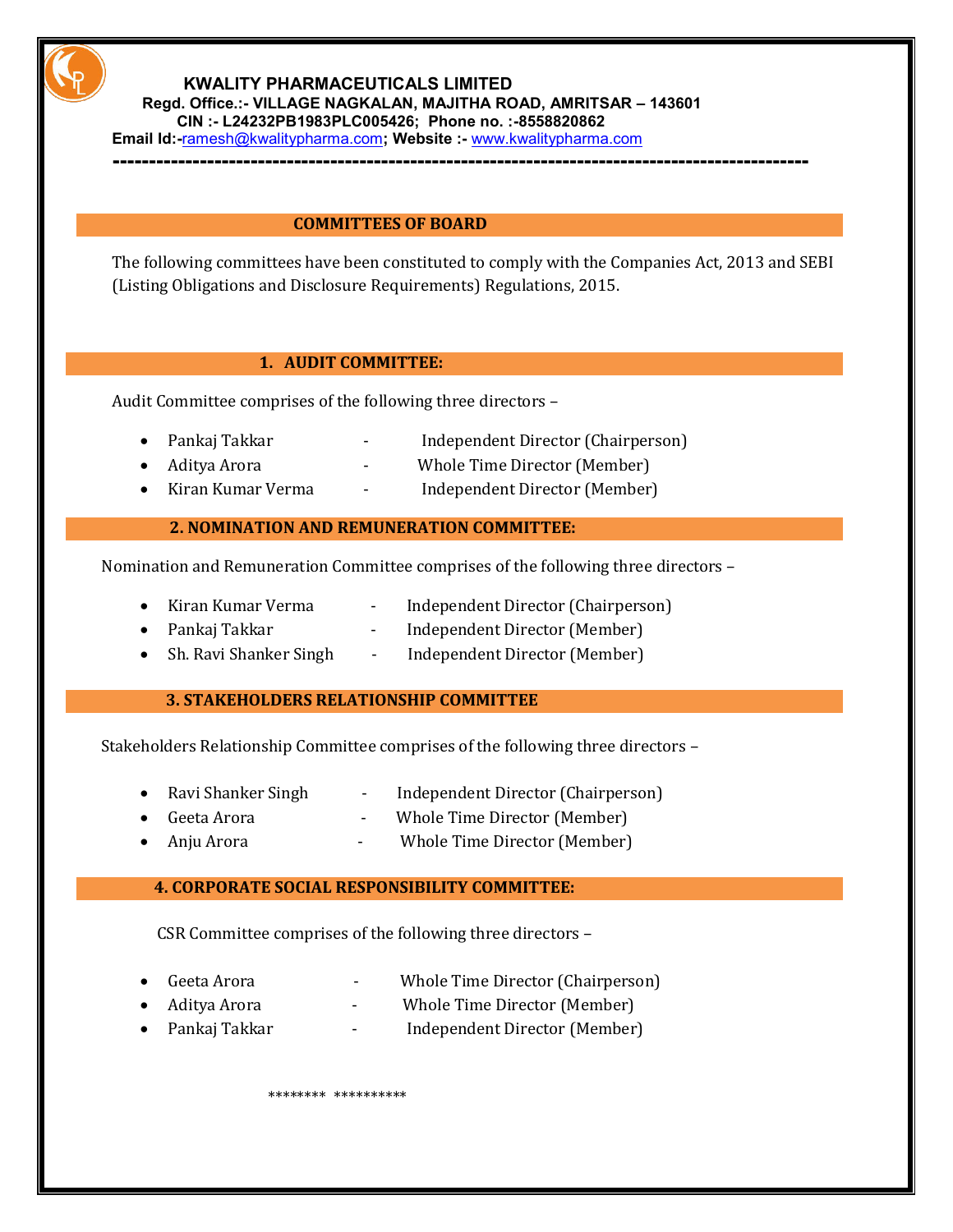**KWALITY PHARMACEUTICALS LIMITED**
**Regd. Office.:- VILLAGE NAGKALAN, MAJITHA ROAD, AMRITSAR – 143601**
**CIN :- L24232PB1983PLC005426; Phone no. :-8558820862**
**Email Id:-ramesh@kwalitypharma.com; Website :- www.kwalitypharma.com**

---

## COMMITTEES OF BOARD

The following committees have been constituted to comply with the Companies Act, 2013 and SEBI (Listing Obligations and Disclosure Requirements) Regulations, 2015.

### 1. AUDIT COMMITTEE:

Audit Committee comprises of the following three directors –

- Pankaj Takkar - Independent Director (Chairperson)
- Aditya Arora - Whole Time Director (Member)
- Kiran Kumar Verma - Independent Director (Member)

### 2. NOMINATION AND REMUNERATION COMMITTEE:

Nomination and Remuneration Committee comprises of the following three directors –

- Kiran Kumar Verma - Independent Director (Chairperson)
- Pankaj Takkar - Independent Director (Member)
- Sh. Ravi Shanker Singh - Independent Director (Member)

### 3. STAKEHOLDERS RELATIONSHIP COMMITTEE

Stakeholders Relationship Committee comprises of the following three directors –

- Ravi Shanker Singh - Independent Director (Chairperson)
- Geeta Arora - Whole Time Director (Member)
- Anju Arora - Whole Time Director (Member)

### 4. CORPORATE SOCIAL RESPONSIBILITY COMMITTEE:

CSR Committee comprises of the following three directors –

- Geeta Arora - Whole Time Director (Chairperson)
- Aditya Arora - Whole Time Director (Member)
- Pankaj Takkar - Independent Director (Member)

******** **********